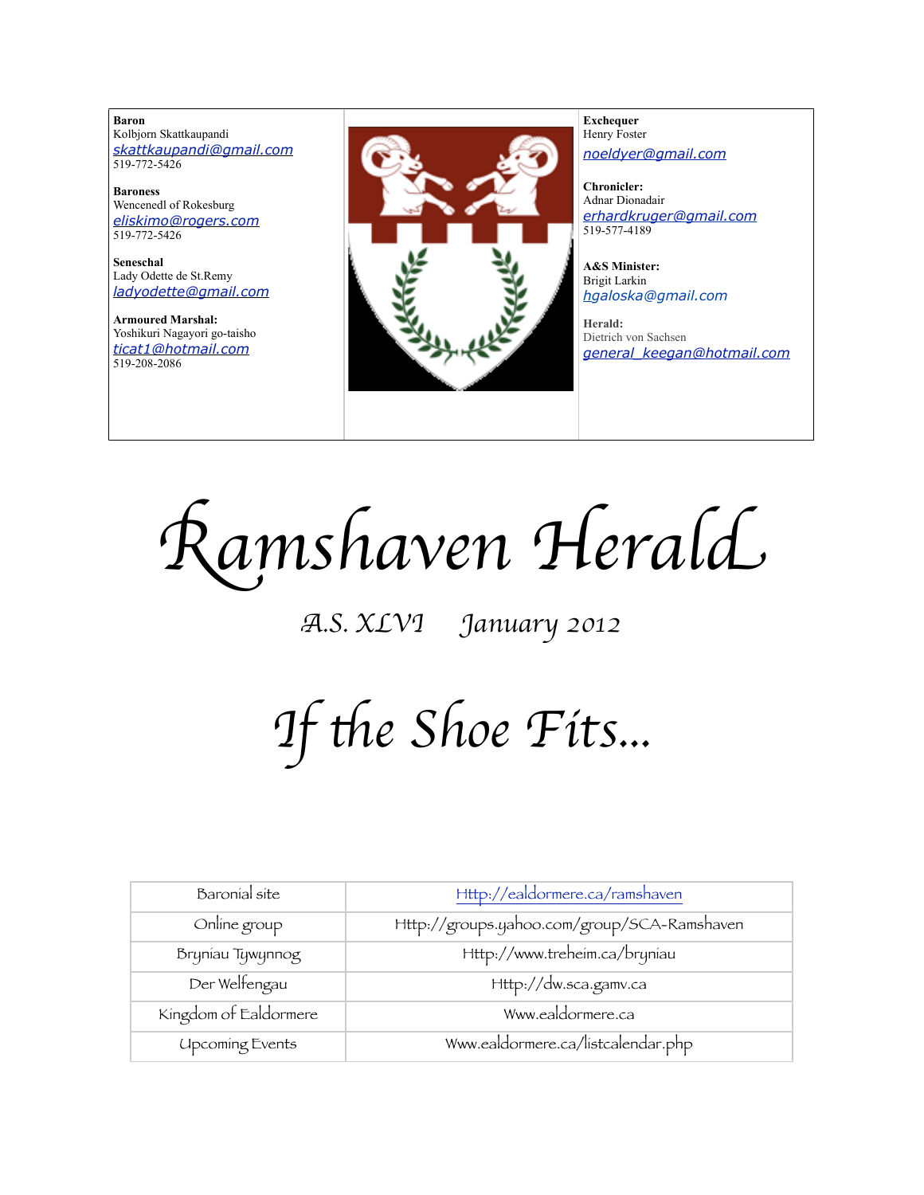**Baron**
Kolbjorn Skattkaupandi
skattkaupandi@gmail.com
519-772-5426

**Baroness**
Wencenedl of Rokesburg
eliskimo@rogers.com
519-772-5426

**Seneschal**
Lady Odette de St.Remy
ladyodette@gmail.com

**Armoured Marshal:**
Yoshikuri Nagayori go-taisho
ticat1@hotmail.com
519-208-2086

**Exchequer**
Henry Foster
noeldyer@gmail.com

**Chronicler:**
Adnar Dionadair
erhardkruger@gmail.com
519-577-4189

**A&S Minister:**
Brigit Larkin
hgaloska@gmail.com

**Herald:**
Dietrich von Sachsen
general_keegan@hotmail.com

# Ramshaven Herald

*A.S. XLVI    January 2012*

# If the Shoe Fits...

| Baronial site | Http://ealdormere.ca/ramshaven |
|---|---|
| Online group | Http://groups.yahoo.com/group/SCA-Ramshaven |
| Bryniau Tywynnog | Http://www.treheim.ca/bryniau |
| Der Welfengau | Http://dw.sca.gamv.ca |
| Kingdom of Ealdormere | Www.ealdormere.ca |
| Upcoming Events | Www.ealdormere.ca/listcalendar.php |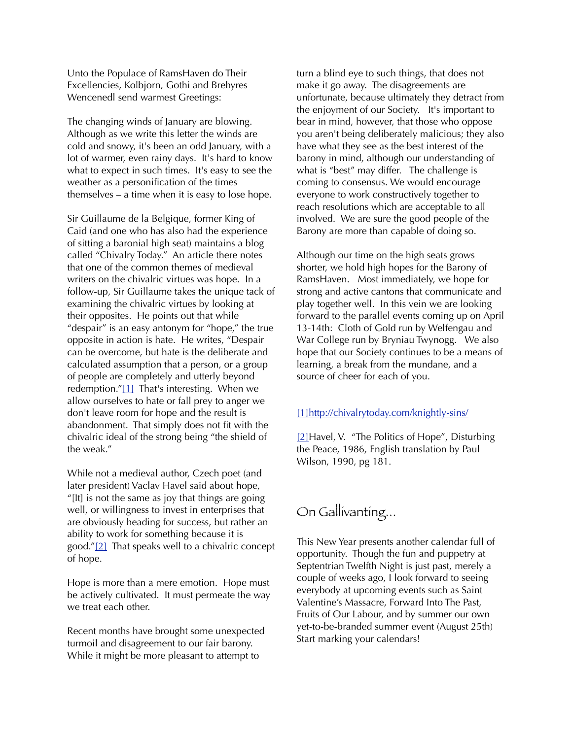Unto the Populace of RamsHaven do Their Excellencies, Kolbjorn, Gothi and Brehyres Wencenedl send warmest Greetings:

The changing winds of January are blowing. Although as we write this letter the winds are cold and snowy, it's been an odd January, with a lot of warmer, even rainy days. It's hard to know what to expect in such times. It's easy to see the weather as a personification of the times themselves – a time when it is easy to lose hope.

Sir Guillaume de la Belgique, former King of Caid (and one who has also had the experience of sitting a baronial high seat) maintains a blog called "Chivalry Today." An article there notes that one of the common themes of medieval writers on the chivalric virtues was hope. In a follow-up, Sir Guillaume takes the unique tack of examining the chivalric virtues by looking at their opposites. He points out that while "despair" is an easy antonym for "hope," the true opposite in action is hate. He writes, "Despair can be overcome, but hate is the deliberate and calculated assumption that a person, or a group of people are completely and utterly beyond redemption."[1] That's interesting. When we allow ourselves to hate or fall prey to anger we don't leave room for hope and the result is abandonment. That simply does not fit with the chivalric ideal of the strong being "the shield of the weak."

While not a medieval author, Czech poet (and later president) Vaclav Havel said about hope, "[It] is not the same as joy that things are going well, or willingness to invest in enterprises that are obviously heading for success, but rather an ability to work for something because it is good."[2] That speaks well to a chivalric concept of hope.

Hope is more than a mere emotion. Hope must be actively cultivated. It must permeate the way we treat each other.

Recent months have brought some unexpected turmoil and disagreement to our fair barony. While it might be more pleasant to attempt to turn a blind eye to such things, that does not make it go away. The disagreements are unfortunate, because ultimately they detract from the enjoyment of our Society. It's important to bear in mind, however, that those who oppose you aren't being deliberately malicious; they also have what they see as the best interest of the barony in mind, although our understanding of what is "best" may differ. The challenge is coming to consensus. We would encourage everyone to work constructively together to reach resolutions which are acceptable to all involved. We are sure the good people of the Barony are more than capable of doing so.

Although our time on the high seats grows shorter, we hold high hopes for the Barony of RamsHaven. Most immediately, we hope for strong and active cantons that communicate and play together well. In this vein we are looking forward to the parallel events coming up on April 13-14th: Cloth of Gold run by Welfengau and War College run by Bryniau Twynogg. We also hope that our Society continues to be a means of learning, a break from the mundane, and a source of cheer for each of you.

[1]http://chivalrytoday.com/knightly-sins/

[2]Havel, V. "The Politics of Hope", Disturbing the Peace, 1986, English translation by Paul Wilson, 1990, pg 181.

## On Gallivanting...

This New Year presents another calendar full of opportunity. Though the fun and puppetry at Septentrian Twelfth Night is just past, merely a couple of weeks ago, I look forward to seeing everybody at upcoming events such as Saint Valentine's Massacre, Forward Into The Past, Fruits of Our Labour, and by summer our own yet-to-be-branded summer event (August 25th) Start marking your calendars!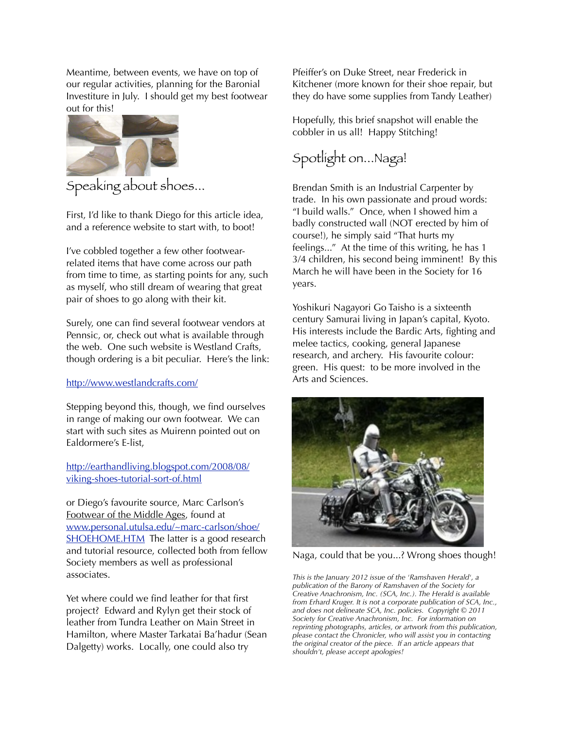Meantime, between events, we have on top of our regular activities, planning for the Baronial Investiture in July. I should get my best footwear out for this!

## Speaking about shoes...

First, I'd like to thank Diego for this article idea, and a reference website to start with, to boot!

I've cobbled together a few other footwear-related items that have come across our path from time to time, as starting points for any, such as myself, who still dream of wearing that great pair of shoes to go along with their kit.

Surely, one can find several footwear vendors at Pennsic, or, check out what is available through the web. One such website is Westland Crafts, though ordering is a bit peculiar. Here's the link:

http://www.westlandcrafts.com/

Stepping beyond this, though, we find ourselves in range of making our own footwear. We can start with such sites as Muirenn pointed out on Ealdormere's E-list,

http://earthandliving.blogspot.com/2008/08/viking-shoes-tutorial-sort-of.html

or Diego's favourite source, Marc Carlson's Footwear of the Middle Ages, found at www.personal.utulsa.edu/~marc-carlson/shoe/SHOEHOME.HTM The latter is a good research and tutorial resource, collected both from fellow Society members as well as professional associates.

Yet where could we find leather for that first project? Edward and Rylyn get their stock of leather from Tundra Leather on Main Street in Hamilton, where Master Tarkatai Ba'hadur (Sean Dalgetty) works. Locally, one could also try Pfeiffer's on Duke Street, near Frederick in Kitchener (more known for their shoe repair, but they do have some supplies from Tandy Leather)

Hopefully, this brief snapshot will enable the cobbler in us all! Happy Stitching!

## Spotlight on...Naga!

Brendan Smith is an Industrial Carpenter by trade. In his own passionate and proud words: "I build walls." Once, when I showed him a badly constructed wall (NOT erected by him of course!), he simply said "That hurts my feelings..." At the time of this writing, he has 1 3/4 children, his second being imminent! By this March he will have been in the Society for 16 years.

Yoshikuri Nagayori Go Taisho is a sixteenth century Samurai living in Japan's capital, Kyoto. His interests include the Bardic Arts, fighting and melee tactics, cooking, general Japanese research, and archery. His favourite colour: green. His quest: to be more involved in the Arts and Sciences.

Naga, could that be you...? Wrong shoes though!

*This is the January 2012 issue of the 'Ramshaven Herald', a publication of the Barony of Ramshaven of the Society for Creative Anachronism, Inc. (SCA, Inc.). The Herald is available from Erhard Kruger. It is not a corporate publication of SCA, Inc., and does not delineate SCA, Inc. policies. Copyright © 2011 Society for Creative Anachronism, Inc. For information on reprinting photographs, articles, or artwork from this publication, please contact the Chronicler, who will assist you in contacting the original creator of the piece. If an article appears that shouldn't, please accept apologies!*